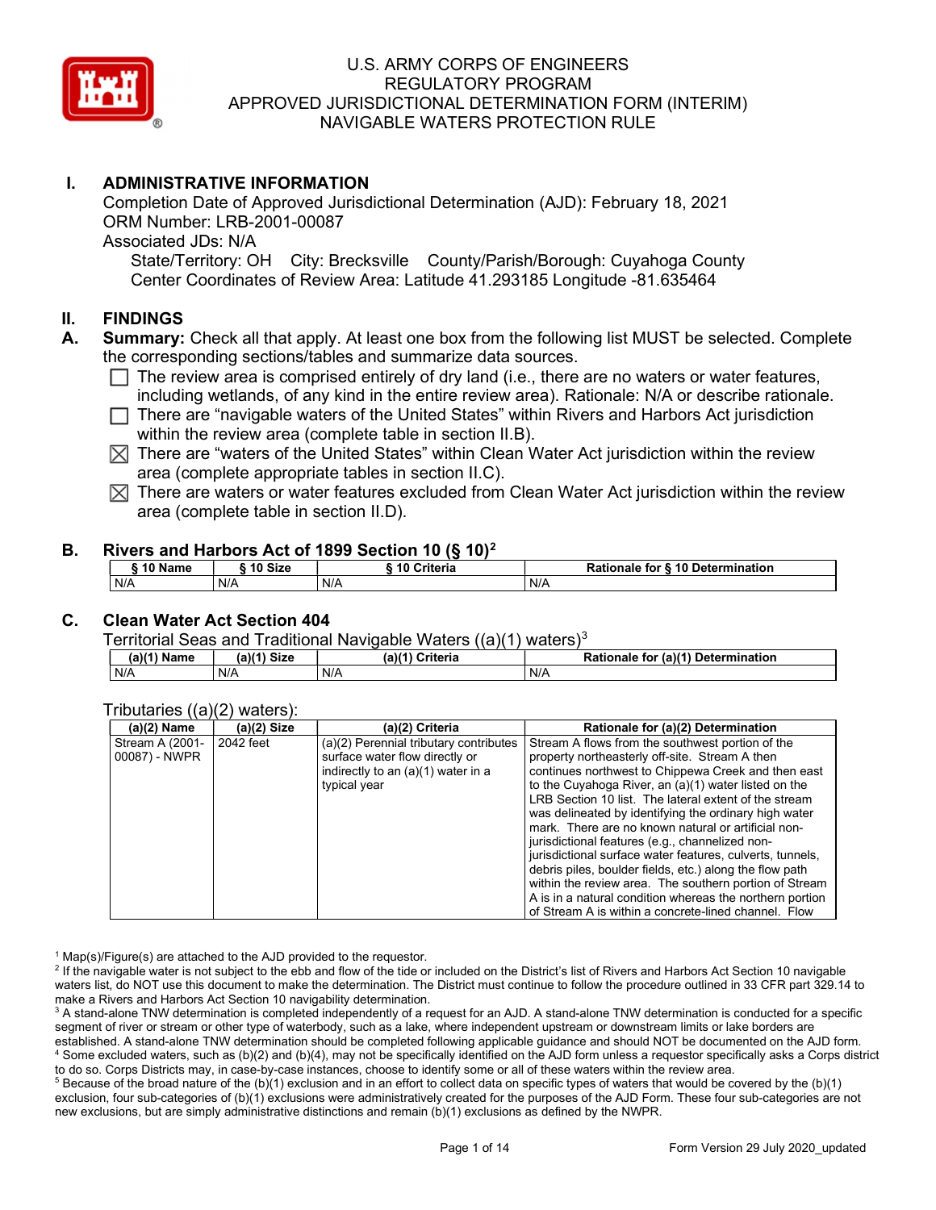# U.S. ARMY CORPS OF ENGINEERS
# REGULATORY PROGRAM
# APPROVED JURISDICTIONAL DETERMINATION FORM (INTERIM)
# NAVIGABLE WATERS PROTECTION RULE

## I. ADMINISTRATIVE INFORMATION

Completion Date of Approved Jurisdictional Determination (AJD): February 18, 2021
ORM Number: LRB-2001-00087
Associated JDs: N/A

State/Territory: OH  City: Brecksville  County/Parish/Borough: Cuyahoga County
Center Coordinates of Review Area: Latitude 41.293185 Longitude -81.635464

## II. FINDINGS

**A. Summary:** Check all that apply. At least one box from the following list MUST be selected. Complete the corresponding sections/tables and summarize data sources.

- ☐ The review area is comprised entirely of dry land (i.e., there are no waters or water features, including wetlands, of any kind in the entire review area). Rationale: N/A or describe rationale.
- ☐ There are "navigable waters of the United States" within Rivers and Harbors Act jurisdiction within the review area (complete table in section II.B).
- ☒ There are "waters of the United States" within Clean Water Act jurisdiction within the review area (complete appropriate tables in section II.C).
- ☒ There are waters or water features excluded from Clean Water Act jurisdiction within the review area (complete table in section II.D).

**B. Rivers and Harbors Act of 1899 Section 10 (§ 10)**[2]

| § 10 Name | § 10 Size | § 10 Criteria | Rationale for § 10 Determination |
|---|---|---|---|
| N/A | N/A | N/A | N/A |

**C. Clean Water Act Section 404**

Territorial Seas and Traditional Navigable Waters ((a)(1) waters)[3]

| (a)(1) Name | (a)(1) Size | (a)(1) Criteria | Rationale for (a)(1) Determination |
|---|---|---|---|
| N/A | N/A | N/A | N/A |

Tributaries ((a)(2) waters):

| (a)(2) Name | (a)(2) Size | (a)(2) Criteria | Rationale for (a)(2) Determination |
|---|---|---|---|
| Stream A (2001-00087) - NWPR | 2042 feet | (a)(2) Perennial tributary contributes surface water flow directly or indirectly to an (a)(1) water in a typical year | Stream A flows from the southwest portion of the property northeasterly off-site. Stream A then continues northwest to Chippewa Creek and then east to the Cuyahoga River, an (a)(1) water listed on the LRB Section 10 list. The lateral extent of the stream was delineated by identifying the ordinary high water mark. There are no known natural or artificial non-jurisdictional features (e.g., channelized non-jurisdictional surface water features, culverts, tunnels, debris piles, boulder fields, etc.) along the flow path within the review area. The southern portion of Stream A is in a natural condition whereas the northern portion of Stream A is within a concrete-lined channel. Flow |

[1] Map(s)/Figure(s) are attached to the AJD provided to the requestor.
[2] If the navigable water is not subject to the ebb and flow of the tide or included on the District's list of Rivers and Harbors Act Section 10 navigable waters list, do NOT use this document to make the determination. The District must continue to follow the procedure outlined in 33 CFR part 329.14 to make a Rivers and Harbors Act Section 10 navigability determination.
[3] A stand-alone TNW determination is completed independently of a request for an AJD. A stand-alone TNW determination is conducted for a specific segment of river or stream or other type of waterbody, such as a lake, where independent upstream or downstream limits or lake borders are established. A stand-alone TNW determination should be completed following applicable guidance and should NOT be documented on the AJD form.
[4] Some excluded waters, such as (b)(2) and (b)(4), may not be specifically identified on the AJD form unless a requestor specifically asks a Corps district to do so. Corps Districts may, in case-by-case instances, choose to identify some or all of these waters within the review area.
[5] Because of the broad nature of the (b)(1) exclusion and in an effort to collect data on specific types of waters that would be covered by the (b)(1) exclusion, four sub-categories of (b)(1) exclusions were administratively created for the purposes of the AJD Form. These four sub-categories are not new exclusions, but are simply administrative distinctions and remain (b)(1) exclusions as defined by the NWPR.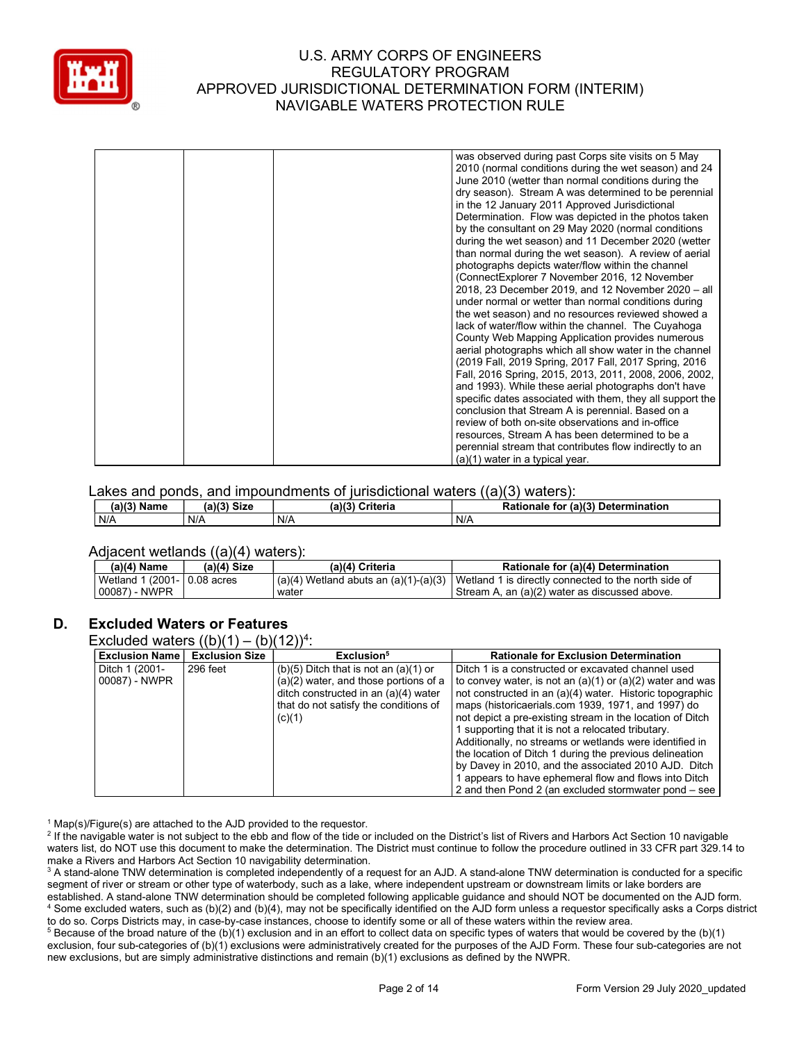| | | | was observed during past Corps site visits on 5 May 2010 (normal conditions during the wet season) and 24 June 2010 (wetter than normal conditions during the dry season). Stream A was determined to be perennial in the 12 January 2011 Approved Jurisdictional Determination. Flow was depicted in the photos taken by the consultant on 29 May 2020 (normal conditions during the wet season) and 11 December 2020 (wetter than normal during the wet season). A review of aerial photographs depicts water/flow within the channel (ConnectExplorer 7 November 2016, 12 November 2018, 23 December 2019, and 12 November 2020 – all under normal or wetter than normal conditions during the wet season) and no resources reviewed showed a lack of water/flow within the channel. The Cuyahoga County Web Mapping Application provides numerous aerial photographs which all show water in the channel (2019 Fall, 2019 Spring, 2017 Fall, 2017 Spring, 2016 Fall, 2016 Spring, 2015, 2013, 2011, 2008, 2006, 2002, and 1993). While these aerial photographs don't have specific dates associated with them, they all support the conclusion that Stream A is perennial. Based on a review of both on-site observations and in-office resources, Stream A has been determined to be a perennial stream that contributes flow indirectly to an (a)(1) water in a typical year. |
|---|---|---|---|

Lakes and ponds, and impoundments of jurisdictional waters ((a)(3) waters):

| (a)(3) Name | (a)(3) Size | (a)(3) Criteria | Rationale for (a)(3) Determination |
|---|---|---|---|
| N/A | N/A | N/A | N/A |

Adjacent wetlands ((a)(4) waters):

| (a)(4) Name | (a)(4) Size | (a)(4) Criteria | Rationale for (a)(4) Determination |
|---|---|---|---|
| Wetland 1 (2001-00087) - NWPR | 0.08 acres | (a)(4) Wetland abuts an (a)(1)-(a)(3) water | Wetland 1 is directly connected to the north side of Stream A, an (a)(2) water as discussed above. |

## D. Excluded Waters or Features

Excluded waters ((b)(1) – (b)(12))[4]:

| Exclusion Name | Exclusion Size | Exclusion[5] | Rationale for Exclusion Determination |
|---|---|---|---|
| Ditch 1 (2001-00087) - NWPR | 296 feet | (b)(5) Ditch that is not an (a)(1) or (a)(2) water, and those portions of a ditch constructed in an (a)(4) water that do not satisfy the conditions of (c)(1) | Ditch 1 is a constructed or excavated channel used to convey water, is not an (a)(1) or (a)(2) water and was not constructed in an (a)(4) water. Historic topographic maps (historicaerials.com 1939, 1971, and 1997) do not depict a pre-existing stream in the location of Ditch 1 supporting that it is not a relocated tributary. Additionally, no streams or wetlands were identified in the location of Ditch 1 during the previous delineation by Davey in 2010, and the associated 2010 AJD. Ditch 1 appears to have ephemeral flow and flows into Ditch 2 and then Pond 2 (an excluded stormwater pond – see |

[1] Map(s)/Figure(s) are attached to the AJD provided to the requestor.

[2] If the navigable water is not subject to the ebb and flow of the tide or included on the District's list of Rivers and Harbors Act Section 10 navigable waters list, do NOT use this document to make the determination. The District must continue to follow the procedure outlined in 33 CFR part 329.14 to make a Rivers and Harbors Act Section 10 navigability determination.

[3] A stand-alone TNW determination is completed independently of a request for an AJD. A stand-alone TNW determination is conducted for a specific segment of river or stream or other type of waterbody, such as a lake, where independent upstream or downstream limits or lake borders are established. A stand-alone TNW determination should be completed following applicable guidance and should NOT be documented on the AJD form.

[4] Some excluded waters, such as (b)(2) and (b)(4), may not be specifically identified on the AJD form unless a requestor specifically asks a Corps district to do so. Corps Districts may, in case-by-case instances, choose to identify some or all of these waters within the review area.

[5] Because of the broad nature of the (b)(1) exclusion and in an effort to collect data on specific types of waters that would be covered by the (b)(1) exclusion, four sub-categories of (b)(1) exclusions were administratively created for the purposes of the AJD Form. These four sub-categories are not new exclusions, but are simply administrative distinctions and remain (b)(1) exclusions as defined by the NWPR.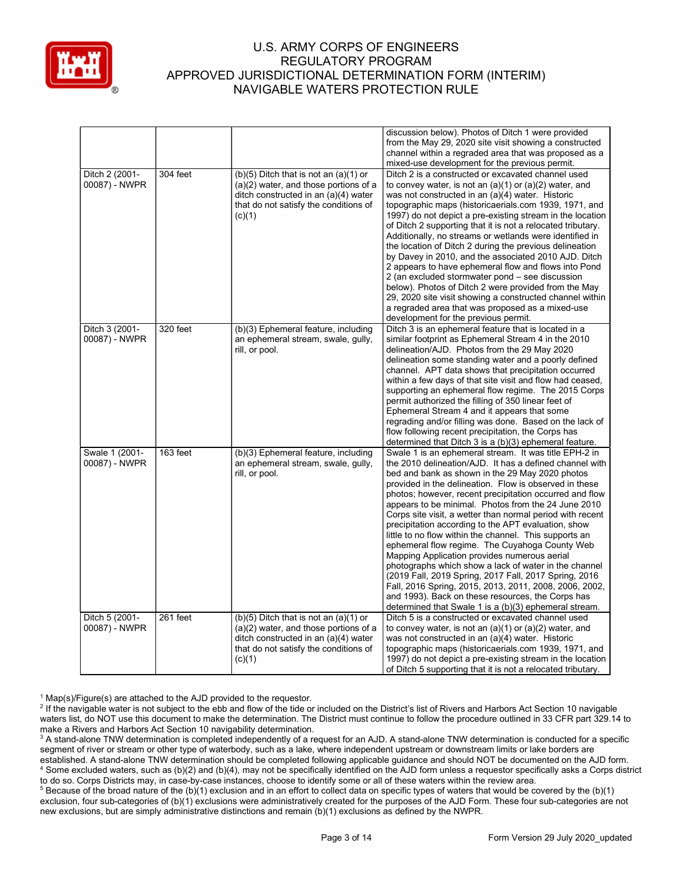| | | | |
|---|---|---|---|
| | | | discussion below). Photos of Ditch 1 were provided from the May 29, 2020 site visit showing a constructed channel within a regraded area that was proposed as a mixed-use development for the previous permit. |
| Ditch 2 (2001-00087) - NWPR | 304 feet | (b)(5) Ditch that is not an (a)(1) or (a)(2) water, and those portions of a ditch constructed in an (a)(4) water that do not satisfy the conditions of (c)(1) | Ditch 2 is a constructed or excavated channel used to convey water, is not an (a)(1) or (a)(2) water, and was not constructed in an (a)(4) water. Historic topographic maps (historicaerials.com 1939, 1971, and 1997) do not depict a pre-existing stream in the location of Ditch 2 supporting that it is not a relocated tributary. Additionally, no streams or wetlands were identified in the location of Ditch 2 during the previous delineation by Davey in 2010, and the associated 2010 AJD. Ditch 2 appears to have ephemeral flow and flows into Pond 2 (an excluded stormwater pond – see discussion below). Photos of Ditch 2 were provided from the May 29, 2020 site visit showing a constructed channel within a regraded area that was proposed as a mixed-use development for the previous permit. |
| Ditch 3 (2001-00087) - NWPR | 320 feet | (b)(3) Ephemeral feature, including an ephemeral stream, swale, gully, rill, or pool. | Ditch 3 is an ephemeral feature that is located in a similar footprint as Ephemeral Stream 4 in the 2010 delineation/AJD. Photos from the 29 May 2020 delineation some standing water and a poorly defined channel. APT data shows that precipitation occurred within a few days of that site visit and flow had ceased, supporting an ephemeral flow regime. The 2015 Corps permit authorized the filling of 350 linear feet of Ephemeral Stream 4 and it appears that some regrading and/or filling was done. Based on the lack of flow following recent precipitation, the Corps has determined that Ditch 3 is a (b)(3) ephemeral feature. |
| Swale 1 (2001-00087) - NWPR | 163 feet | (b)(3) Ephemeral feature, including an ephemeral stream, swale, gully, rill, or pool. | Swale 1 is an ephemeral stream. It was title EPH-2 in the 2010 delineation/AJD. It has a defined channel with bed and bank as shown in the 29 May 2020 photos provided in the delineation. Flow is observed in these photos; however, recent precipitation occurred and flow appears to be minimal. Photos from the 24 June 2010 Corps site visit, a wetter than normal period with recent precipitation according to the APT evaluation, show little to no flow within the channel. This supports an ephemeral flow regime. The Cuyahoga County Web Mapping Application provides numerous aerial photographs which show a lack of water in the channel (2019 Fall, 2019 Spring, 2017 Fall, 2017 Spring, 2016 Fall, 2016 Spring, 2015, 2013, 2011, 2008, 2006, 2002, and 1993). Back on these resources, the Corps has determined that Swale 1 is a (b)(3) ephemeral stream. |
| Ditch 5 (2001-00087) - NWPR | 261 feet | (b)(5) Ditch that is not an (a)(1) or (a)(2) water, and those portions of a ditch constructed in an (a)(4) water that do not satisfy the conditions of (c)(1) | Ditch 5 is a constructed or excavated channel used to convey water, is not an (a)(1) or (a)(2) water, and was not constructed in an (a)(4) water. Historic topographic maps (historicaerials.com 1939, 1971, and 1997) do not depict a pre-existing stream in the location of Ditch 5 supporting that it is not a relocated tributary. |

[1] Map(s)/Figure(s) are attached to the AJD provided to the requestor.
[2] If the navigable water is not subject to the ebb and flow of the tide or included on the District's list of Rivers and Harbors Act Section 10 navigable waters list, do NOT use this document to make the determination. The District must continue to follow the procedure outlined in 33 CFR part 329.14 to make a Rivers and Harbors Act Section 10 navigability determination.
[3] A stand-alone TNW determination is completed independently of a request for an AJD. A stand-alone TNW determination is conducted for a specific segment of river or stream or other type of waterbody, such as a lake, where independent upstream or downstream limits or lake borders are established. A stand-alone TNW determination should be completed following applicable guidance and should NOT be documented on the AJD form.
[4] Some excluded waters, such as (b)(2) and (b)(4), may not be specifically identified on the AJD form unless a requestor specifically asks a Corps district to do so. Corps Districts may, in case-by-case instances, choose to identify some or all of these waters within the review area.
[5] Because of the broad nature of the (b)(1) exclusion and in an effort to collect data on specific types of waters that would be covered by the (b)(1) exclusion, four sub-categories of (b)(1) exclusions were administratively created for the purposes of the AJD Form. These four sub-categories are not new exclusions, but are simply administrative distinctions and remain (b)(1) exclusions as defined by the NWPR.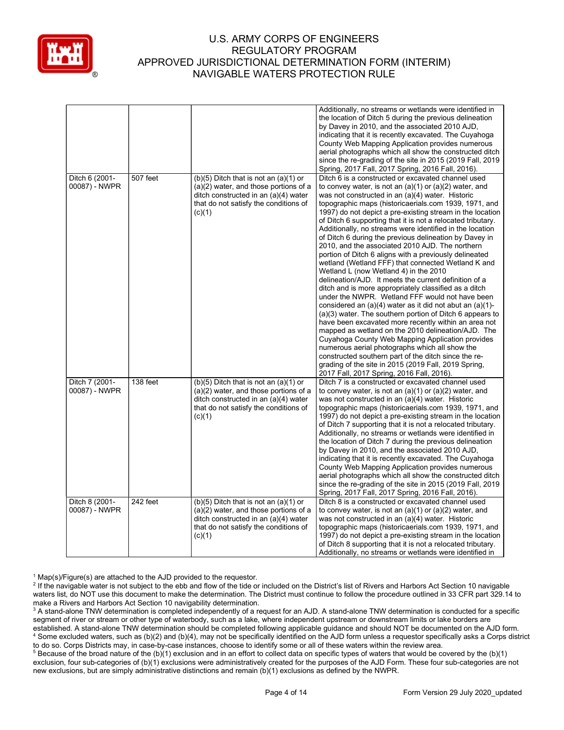| | | | |
|---|---|---|---|
| | | | Additionally, no streams or wetlands were identified in the location of Ditch 5 during the previous delineation by Davey in 2010, and the associated 2010 AJD, indicating that it is recently excavated. The Cuyahoga County Web Mapping Application provides numerous aerial photographs which all show the constructed ditch since the re-grading of the site in 2015 (2019 Fall, 2019 Spring, 2017 Fall, 2017 Spring, 2016 Fall, 2016). |
| Ditch 6 (2001-00087) - NWPR | 507 feet | (b)(5) Ditch that is not an (a)(1) or (a)(2) water, and those portions of a ditch constructed in an (a)(4) water that do not satisfy the conditions of (c)(1) | Ditch 6 is a constructed or excavated channel used to convey water, is not an (a)(1) or (a)(2) water, and was not constructed in an (a)(4) water. Historic topographic maps (historicaerials.com 1939, 1971, and 1997) do not depict a pre-existing stream in the location of Ditch 6 supporting that it is not a relocated tributary. Additionally, no streams were identified in the location of Ditch 6 during the previous delineation by Davey in 2010, and the associated 2010 AJD. The northern portion of Ditch 6 aligns with a previously delineated wetland (Wetland FFF) that connected Wetland K and Wetland L (now Wetland 4) in the 2010 delineation/AJD. It meets the current definition of a ditch and is more appropriately classified as a ditch under the NWPR. Wetland FFF would not have been considered an (a)(4) water as it did not abut an (a)(1)-(a)(3) water. The southern portion of Ditch 6 appears to have been excavated more recently within an area not mapped as wetland on the 2010 delineation/AJD. The Cuyahoga County Web Mapping Application provides numerous aerial photographs which all show the constructed southern part of the ditch since the re-grading of the site in 2015 (2019 Fall, 2019 Spring, 2017 Fall, 2017 Spring, 2016 Fall, 2016). |
| Ditch 7 (2001-00087) - NWPR | 138 feet | (b)(5) Ditch that is not an (a)(1) or (a)(2) water, and those portions of a ditch constructed in an (a)(4) water that do not satisfy the conditions of (c)(1) | Ditch 7 is a constructed or excavated channel used to convey water, is not an (a)(1) or (a)(2) water, and was not constructed in an (a)(4) water. Historic topographic maps (historicaerials.com 1939, 1971, and 1997) do not depict a pre-existing stream in the location of Ditch 7 supporting that it is not a relocated tributary. Additionally, no streams or wetlands were identified in the location of Ditch 7 during the previous delineation by Davey in 2010, and the associated 2010 AJD, indicating that it is recently excavated. The Cuyahoga County Web Mapping Application provides numerous aerial photographs which all show the constructed ditch since the re-grading of the site in 2015 (2019 Fall, 2019 Spring, 2017 Fall, 2017 Spring, 2016 Fall, 2016). |
| Ditch 8 (2001-00087) - NWPR | 242 feet | (b)(5) Ditch that is not an (a)(1) or (a)(2) water, and those portions of a ditch constructed in an (a)(4) water that do not satisfy the conditions of (c)(1) | Ditch 8 is a constructed or excavated channel used to convey water, is not an (a)(1) or (a)(2) water, and was not constructed in an (a)(4) water. Historic topographic maps (historicaerials.com 1939, 1971, and 1997) do not depict a pre-existing stream in the location of Ditch 8 supporting that it is not a relocated tributary. Additionally, no streams or wetlands were identified in |

[1] Map(s)/Figure(s) are attached to the AJD provided to the requestor.
[2] If the navigable water is not subject to the ebb and flow of the tide or included on the District's list of Rivers and Harbors Act Section 10 navigable waters list, do NOT use this document to make the determination. The District must continue to follow the procedure outlined in 33 CFR part 329.14 to make a Rivers and Harbors Act Section 10 navigability determination.
[3] A stand-alone TNW determination is completed independently of a request for an AJD. A stand-alone TNW determination is conducted for a specific segment of river or stream or other type of waterbody, such as a lake, where independent upstream or downstream limits or lake borders are established. A stand-alone TNW determination should be completed following applicable guidance and should NOT be documented on the AJD form.
[4] Some excluded waters, such as (b)(2) and (b)(4), may not be specifically identified on the AJD form unless a requestor specifically asks a Corps district to do so. Corps Districts may, in case-by-case instances, choose to identify some or all of these waters within the review area.
[5] Because of the broad nature of the (b)(1) exclusion and in an effort to collect data on specific types of waters that would be covered by the (b)(1) exclusion, four sub-categories of (b)(1) exclusions were administratively created for the purposes of the AJD Form. These four sub-categories are not new exclusions, but are simply administrative distinctions and remain (b)(1) exclusions as defined by the NWPR.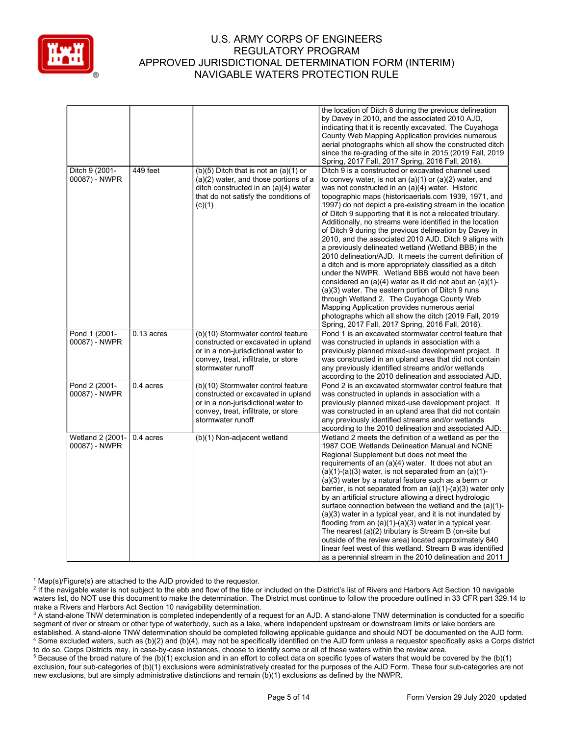| | | | |
|---|---|---|---|
| | | | the location of Ditch 8 during the previous delineation by Davey in 2010, and the associated 2010 AJD, indicating that it is recently excavated. The Cuyahoga County Web Mapping Application provides numerous aerial photographs which all show the constructed ditch since the re-grading of the site in 2015 (2019 Fall, 2019 Spring, 2017 Fall, 2017 Spring, 2016 Fall, 2016). |
| Ditch 9 (2001-00087) - NWPR | 449 feet | (b)(5) Ditch that is not an (a)(1) or (a)(2) water, and those portions of a ditch constructed in an (a)(4) water that do not satisfy the conditions of (c)(1) | Ditch 9 is a constructed or excavated channel used to convey water, is not an (a)(1) or (a)(2) water, and was not constructed in an (a)(4) water. Historic topographic maps (historicaerials.com 1939, 1971, and 1997) do not depict a pre-existing stream in the location of Ditch 9 supporting that it is not a relocated tributary. Additionally, no streams were identified in the location of Ditch 9 during the previous delineation by Davey in 2010, and the associated 2010 AJD. Ditch 9 aligns with a previously delineated wetland (Wetland BBB) in the 2010 delineation/AJD. It meets the current definition of a ditch and is more appropriately classified as a ditch under the NWPR. Wetland BBB would not have been considered an (a)(4) water as it did not abut an (a)(1)-(a)(3) water. The eastern portion of Ditch 9 runs through Wetland 2. The Cuyahoga County Web Mapping Application provides numerous aerial photographs which all show the ditch (2019 Fall, 2019 Spring, 2017 Fall, 2017 Spring, 2016 Fall, 2016). |
| Pond 1 (2001-00087) - NWPR | 0.13 acres | (b)(10) Stormwater control feature constructed or excavated in upland or in a non-jurisdictional water to convey, treat, infiltrate, or store stormwater runoff | Pond 1 is an excavated stormwater control feature that was constructed in uplands in association with a previously planned mixed-use development project. It was constructed in an upland area that did not contain any previously identified streams and/or wetlands according to the 2010 delineation and associated AJD. |
| Pond 2 (2001-00087) - NWPR | 0.4 acres | (b)(10) Stormwater control feature constructed or excavated in upland or in a non-jurisdictional water to convey, treat, infiltrate, or store stormwater runoff | Pond 2 is an excavated stormwater control feature that was constructed in uplands in association with a previously planned mixed-use development project. It was constructed in an upland area that did not contain any previously identified streams and/or wetlands according to the 2010 delineation and associated AJD. |
| Wetland 2 (2001-00087) - NWPR | 0.4 acres | (b)(1) Non-adjacent wetland | Wetland 2 meets the definition of a wetland as per the 1987 COE Wetlands Delineation Manual and NCNE Regional Supplement but does not meet the requirements of an (a)(4) water. It does not abut an (a)(1)-(a)(3) water, is not separated from an (a)(1)-(a)(3) water by a natural feature such as a berm or barrier, is not separated from an (a)(1)-(a)(3) water only by an artificial structure allowing a direct hydrologic surface connection between the wetland and the (a)(1)-(a)(3) water in a typical year, and it is not inundated by flooding from an (a)(1)-(a)(3) water in a typical year. The nearest (a)(2) tributary is Stream B (on-site but outside of the review area) located approximately 840 linear feet west of this wetland. Stream B was identified as a perennial stream in the 2010 delineation and 2011 |

[1] Map(s)/Figure(s) are attached to the AJD provided to the requestor.
[2] If the navigable water is not subject to the ebb and flow of the tide or included on the District's list of Rivers and Harbors Act Section 10 navigable waters list, do NOT use this document to make the determination. The District must continue to follow the procedure outlined in 33 CFR part 329.14 to make a Rivers and Harbors Act Section 10 navigability determination.
[3] A stand-alone TNW determination is completed independently of a request for an AJD. A stand-alone TNW determination is conducted for a specific segment of river or stream or other type of waterbody, such as a lake, where independent upstream or downstream limits or lake borders are established. A stand-alone TNW determination should be completed following applicable guidance and should NOT be documented on the AJD form.
[4] Some excluded waters, such as (b)(2) and (b)(4), may not be specifically identified on the AJD form unless a requestor specifically asks a Corps district to do so. Corps Districts may, in case-by-case instances, choose to identify some or all of these waters within the review area.
[5] Because of the broad nature of the (b)(1) exclusion and in an effort to collect data on specific types of waters that would be covered by the (b)(1) exclusion, four sub-categories of (b)(1) exclusions were administratively created for the purposes of the AJD Form. These four sub-categories are not new exclusions, but are simply administrative distinctions and remain (b)(1) exclusions as defined by the NWPR.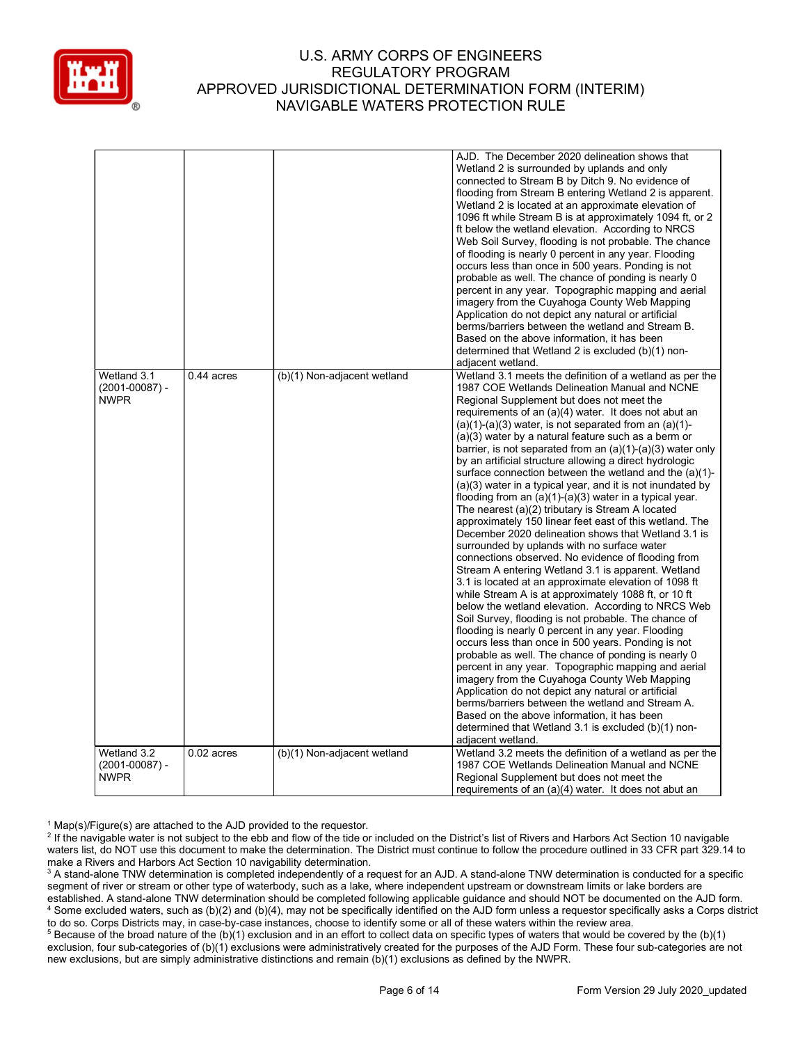| | | | |
|---|---|---|---|
| | | | AJD. The December 2020 delineation shows that Wetland 2 is surrounded by uplands and only connected to Stream B by Ditch 9. No evidence of flooding from Stream B entering Wetland 2 is apparent. Wetland 2 is located at an approximate elevation of 1096 ft while Stream B is at approximately 1094 ft, or 2 ft below the wetland elevation. According to NRCS Web Soil Survey, flooding is not probable. The chance of flooding is nearly 0 percent in any year. Flooding occurs less than once in 500 years. Ponding is not probable as well. The chance of ponding is nearly 0 percent in any year. Topographic mapping and aerial imagery from the Cuyahoga County Web Mapping Application do not depict any natural or artificial berms/barriers between the wetland and Stream B. Based on the above information, it has been determined that Wetland 2 is excluded (b)(1) non-adjacent wetland. |
| Wetland 3.1 (2001-00087) - NWPR | 0.44 acres | (b)(1) Non-adjacent wetland | Wetland 3.1 meets the definition of a wetland as per the 1987 COE Wetlands Delineation Manual and NCNE Regional Supplement but does not meet the requirements of an (a)(4) water. It does not abut an (a)(1)-(a)(3) water, is not separated from an (a)(1)-(a)(3) water by a natural feature such as a berm or barrier, is not separated from an (a)(1)-(a)(3) water only by an artificial structure allowing a direct hydrologic surface connection between the wetland and the (a)(1)-(a)(3) water in a typical year, and it is not inundated by flooding from an (a)(1)-(a)(3) water in a typical year. The nearest (a)(2) tributary is Stream A located approximately 150 linear feet east of this wetland. The December 2020 delineation shows that Wetland 3.1 is surrounded by uplands with no surface water connections observed. No evidence of flooding from Stream A entering Wetland 3.1 is apparent. Wetland 3.1 is located at an approximate elevation of 1098 ft while Stream A is at approximately 1088 ft, or 10 ft below the wetland elevation. According to NRCS Web Soil Survey, flooding is not probable. The chance of flooding is nearly 0 percent in any year. Flooding occurs less than once in 500 years. Ponding is not probable as well. The chance of ponding is nearly 0 percent in any year. Topographic mapping and aerial imagery from the Cuyahoga County Web Mapping Application do not depict any natural or artificial berms/barriers between the wetland and Stream A. Based on the above information, it has been determined that Wetland 3.1 is excluded (b)(1) non-adjacent wetland. |
| Wetland 3.2 (2001-00087) - NWPR | 0.02 acres | (b)(1) Non-adjacent wetland | Wetland 3.2 meets the definition of a wetland as per the 1987 COE Wetlands Delineation Manual and NCNE Regional Supplement but does not meet the requirements of an (a)(4) water. It does not abut an |

[1] Map(s)/Figure(s) are attached to the AJD provided to the requestor.

[2] If the navigable water is not subject to the ebb and flow of the tide or included on the District's list of Rivers and Harbors Act Section 10 navigable waters list, do NOT use this document to make the determination. The District must continue to follow the procedure outlined in 33 CFR part 329.14 to make a Rivers and Harbors Act Section 10 navigability determination.

[3] A stand-alone TNW determination is completed independently of a request for an AJD. A stand-alone TNW determination is conducted for a specific segment of river or stream or other type of waterbody, such as a lake, where independent upstream or downstream limits or lake borders are established. A stand-alone TNW determination should be completed following applicable guidance and should NOT be documented on the AJD form.

[4] Some excluded waters, such as (b)(2) and (b)(4), may not be specifically identified on the AJD form unless a requestor specifically asks a Corps district to do so. Corps Districts may, in case-by-case instances, choose to identify some or all of these waters within the review area.

[5] Because of the broad nature of the (b)(1) exclusion and in an effort to collect data on specific types of waters that would be covered by the (b)(1) exclusion, four sub-categories of (b)(1) exclusions were administratively created for the purposes of the AJD Form. These four sub-categories are not new exclusions, but are simply administrative distinctions and remain (b)(1) exclusions as defined by the NWPR.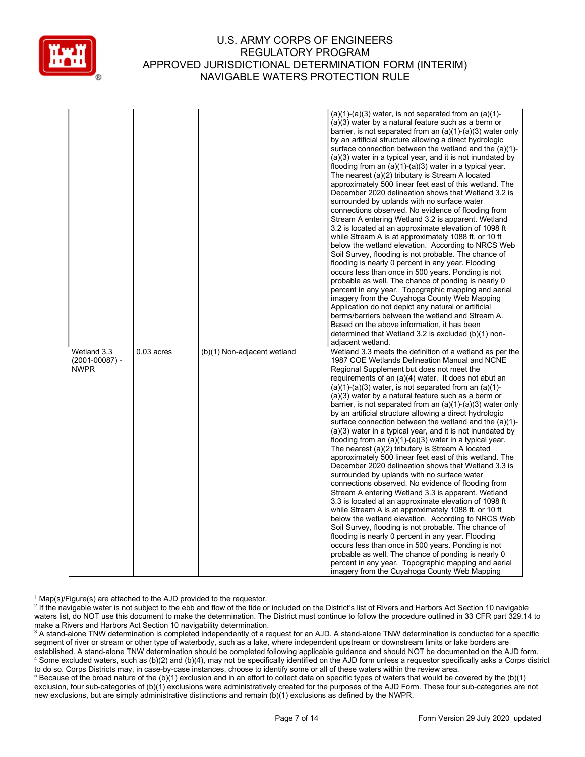| | | | |
|---|---|---|---|
| | | | (a)(1)-(a)(3) water, is not separated from an (a)(1)-(a)(3) water by a natural feature such as a berm or barrier, is not separated from an (a)(1)-(a)(3) water only by an artificial structure allowing a direct hydrologic surface connection between the wetland and the (a)(1)-(a)(3) water in a typical year, and it is not inundated by flooding from an (a)(1)-(a)(3) water in a typical year. The nearest (a)(2) tributary is Stream A located approximately 500 linear feet east of this wetland. The December 2020 delineation shows that Wetland 3.2 is surrounded by uplands with no surface water connections observed. No evidence of flooding from Stream A entering Wetland 3.2 is apparent. Wetland 3.2 is located at an approximate elevation of 1098 ft while Stream A is at approximately 1088 ft, or 10 ft below the wetland elevation. According to NRCS Web Soil Survey, flooding is not probable. The chance of flooding is nearly 0 percent in any year. Flooding occurs less than once in 500 years. Ponding is not probable as well. The chance of ponding is nearly 0 percent in any year. Topographic mapping and aerial imagery from the Cuyahoga County Web Mapping Application do not depict any natural or artificial berms/barriers between the wetland and Stream A. Based on the above information, it has been determined that Wetland 3.2 is excluded (b)(1) non-adjacent wetland. |
| Wetland 3.3 (2001-00087) - NWPR | 0.03 acres | (b)(1) Non-adjacent wetland | Wetland 3.3 meets the definition of a wetland as per the 1987 COE Wetlands Delineation Manual and NCNE Regional Supplement but does not meet the requirements of an (a)(4) water. It does not abut an (a)(1)-(a)(3) water, is not separated from an (a)(1)-(a)(3) water by a natural feature such as a berm or barrier, is not separated from an (a)(1)-(a)(3) water only by an artificial structure allowing a direct hydrologic surface connection between the wetland and the (a)(1)-(a)(3) water in a typical year, and it is not inundated by flooding from an (a)(1)-(a)(3) water in a typical year. The nearest (a)(2) tributary is Stream A located approximately 500 linear feet east of this wetland. The December 2020 delineation shows that Wetland 3.3 is surrounded by uplands with no surface water connections observed. No evidence of flooding from Stream A entering Wetland 3.3 is apparent. Wetland 3.3 is located at an approximate elevation of 1098 ft while Stream A is at approximately 1088 ft, or 10 ft below the wetland elevation. According to NRCS Web Soil Survey, flooding is not probable. The chance of flooding is nearly 0 percent in any year. Flooding occurs less than once in 500 years. Ponding is not probable as well. The chance of ponding is nearly 0 percent in any year. Topographic mapping and aerial imagery from the Cuyahoga County Web Mapping |

[1] Map(s)/Figure(s) are attached to the AJD provided to the requestor.

[2] If the navigable water is not subject to the ebb and flow of the tide or included on the District's list of Rivers and Harbors Act Section 10 navigable waters list, do NOT use this document to make the determination. The District must continue to follow the procedure outlined in 33 CFR part 329.14 to make a Rivers and Harbors Act Section 10 navigability determination.

[3] A stand-alone TNW determination is completed independently of a request for an AJD. A stand-alone TNW determination is conducted for a specific segment of river or stream or other type of waterbody, such as a lake, where independent upstream or downstream limits or lake borders are established. A stand-alone TNW determination should be completed following applicable guidance and should NOT be documented on the AJD form.

[4] Some excluded waters, such as (b)(2) and (b)(4), may not be specifically identified on the AJD form unless a requestor specifically asks a Corps district to do so. Corps Districts may, in case-by-case instances, choose to identify some or all of these waters within the review area.

[5] Because of the broad nature of the (b)(1) exclusion and in an effort to collect data on specific types of waters that would be covered by the (b)(1) exclusion, four sub-categories of (b)(1) exclusions were administratively created for the purposes of the AJD Form. These four sub-categories are not new exclusions, but are simply administrative distinctions and remain (b)(1) exclusions as defined by the NWPR.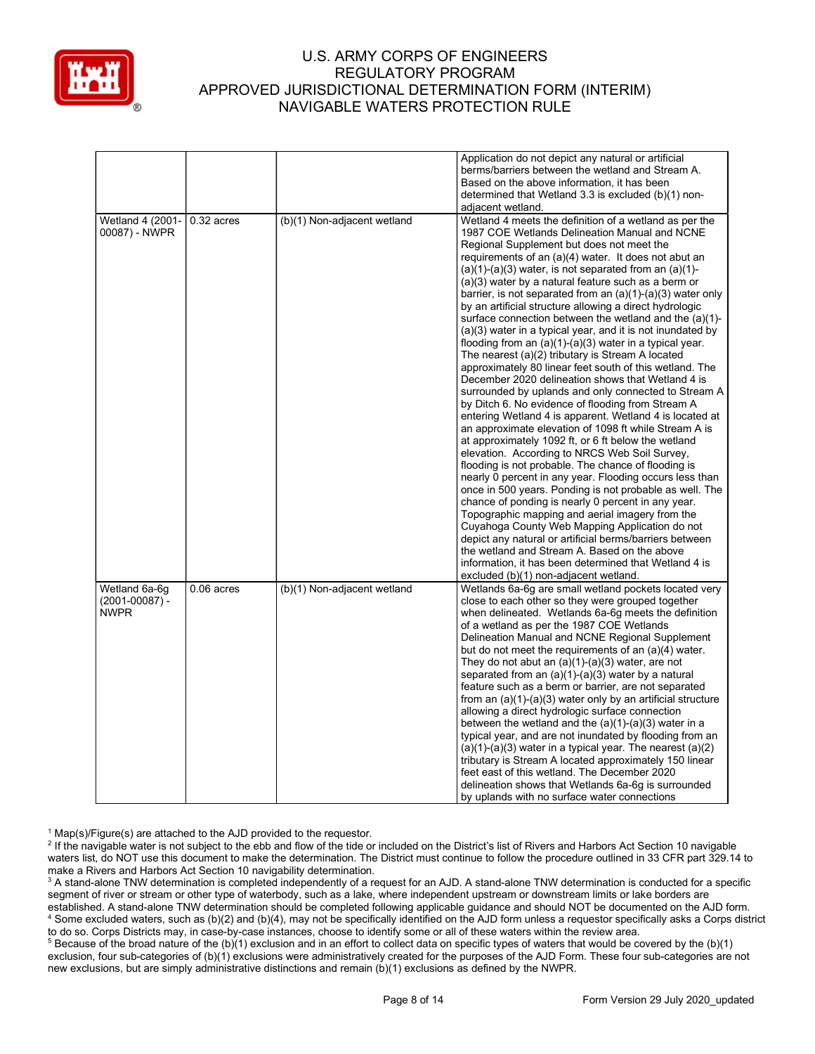| | | | |
|---|---|---|---|
| | | | Application do not depict any natural or artificial berms/barriers between the wetland and Stream A. Based on the above information, it has been determined that Wetland 3.3 is excluded (b)(1) non-adjacent wetland. |
| Wetland 4 (2001-00087) - NWPR | 0.32 acres | (b)(1) Non-adjacent wetland | Wetland 4 meets the definition of a wetland as per the 1987 COE Wetlands Delineation Manual and NCNE Regional Supplement but does not meet the requirements of an (a)(4) water. It does not abut an (a)(1)-(a)(3) water, is not separated from an (a)(1)-(a)(3) water by a natural feature such as a berm or barrier, is not separated from an (a)(1)-(a)(3) water only by an artificial structure allowing a direct hydrologic surface connection between the wetland and the (a)(1)-(a)(3) water in a typical year, and it is not inundated by flooding from an (a)(1)-(a)(3) water in a typical year. The nearest (a)(2) tributary is Stream A located approximately 80 linear feet south of this wetland. The December 2020 delineation shows that Wetland 4 is surrounded by uplands and only connected to Stream A by Ditch 6. No evidence of flooding from Stream A entering Wetland 4 is apparent. Wetland 4 is located at an approximate elevation of 1098 ft while Stream A is at approximately 1092 ft, or 6 ft below the wetland elevation. According to NRCS Web Soil Survey, flooding is not probable. The chance of flooding is nearly 0 percent in any year. Flooding occurs less than once in 500 years. Ponding is not probable as well. The chance of ponding is nearly 0 percent in any year. Topographic mapping and aerial imagery from the Cuyahoga County Web Mapping Application do not depict any natural or artificial berms/barriers between the wetland and Stream A. Based on the above information, it has been determined that Wetland 4 is excluded (b)(1) non-adjacent wetland. |
| Wetland 6a-6g (2001-00087) - NWPR | 0.06 acres | (b)(1) Non-adjacent wetland | Wetlands 6a-6g are small wetland pockets located very close to each other so they were grouped together when delineated. Wetlands 6a-6g meets the definition of a wetland as per the 1987 COE Wetlands Delineation Manual and NCNE Regional Supplement but do not meet the requirements of an (a)(4) water. They do not abut an (a)(1)-(a)(3) water, are not separated from an (a)(1)-(a)(3) water by a natural feature such as a berm or barrier, are not separated from an (a)(1)-(a)(3) water only by an artificial structure allowing a direct hydrologic surface connection between the wetland and the (a)(1)-(a)(3) water in a typical year, and are not inundated by flooding from an (a)(1)-(a)(3) water in a typical year. The nearest (a)(2) tributary is Stream A located approximately 150 linear feet east of this wetland. The December 2020 delineation shows that Wetlands 6a-6g is surrounded by uplands with no surface water connections |

[1] Map(s)/Figure(s) are attached to the AJD provided to the requestor.
[2] If the navigable water is not subject to the ebb and flow of the tide or included on the District's list of Rivers and Harbors Act Section 10 navigable waters list, do NOT use this document to make the determination. The District must continue to follow the procedure outlined in 33 CFR part 329.14 to make a Rivers and Harbors Act Section 10 navigability determination.
[3] A stand-alone TNW determination is completed independently of a request for an AJD. A stand-alone TNW determination is conducted for a specific segment of river or stream or other type of waterbody, such as a lake, where independent upstream or downstream limits or lake borders are established. A stand-alone TNW determination should be completed following applicable guidance and should NOT be documented on the AJD form.
[4] Some excluded waters, such as (b)(2) and (b)(4), may not be specifically identified on the AJD form unless a requestor specifically asks a Corps district to do so. Corps Districts may, in case-by-case instances, choose to identify some or all of these waters within the review area.
[5] Because of the broad nature of the (b)(1) exclusion and in an effort to collect data on specific types of waters that would be covered by the (b)(1) exclusion, four sub-categories of (b)(1) exclusions were administratively created for the purposes of the AJD Form. These four sub-categories are not new exclusions, but are simply administrative distinctions and remain (b)(1) exclusions as defined by the NWPR.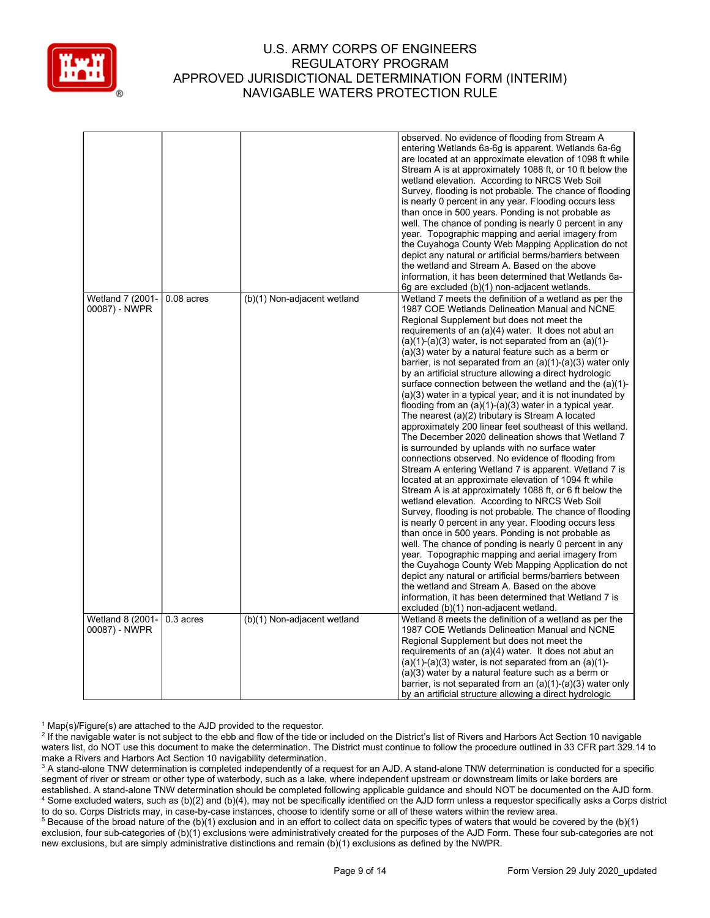| | | | |
|---|---|---|---|
| | | | observed. No evidence of flooding from Stream A entering Wetlands 6a-6g is apparent. Wetlands 6a-6g are located at an approximate elevation of 1098 ft while Stream A is at approximately 1088 ft, or 10 ft below the wetland elevation. According to NRCS Web Soil Survey, flooding is not probable. The chance of flooding is nearly 0 percent in any year. Flooding occurs less than once in 500 years. Ponding is not probable as well. The chance of ponding is nearly 0 percent in any year. Topographic mapping and aerial imagery from the Cuyahoga County Web Mapping Application do not depict any natural or artificial berms/barriers between the wetland and Stream A. Based on the above information, it has been determined that Wetlands 6a-6g are excluded (b)(1) non-adjacent wetlands. |
| Wetland 7 (2001-00087) - NWPR | 0.08 acres | (b)(1) Non-adjacent wetland | Wetland 7 meets the definition of a wetland as per the 1987 COE Wetlands Delineation Manual and NCNE Regional Supplement but does not meet the requirements of an (a)(4) water. It does not abut an (a)(1)-(a)(3) water, is not separated from an (a)(1)-(a)(3) water by a natural feature such as a berm or barrier, is not separated from an (a)(1)-(a)(3) water only by an artificial structure allowing a direct hydrologic surface connection between the wetland and the (a)(1)-(a)(3) water in a typical year, and it is not inundated by flooding from an (a)(1)-(a)(3) water in a typical year. The nearest (a)(2) tributary is Stream A located approximately 200 linear feet southeast of this wetland. The December 2020 delineation shows that Wetland 7 is surrounded by uplands with no surface water connections observed. No evidence of flooding from Stream A entering Wetland 7 is apparent. Wetland 7 is located at an approximate elevation of 1094 ft while Stream A is at approximately 1088 ft, or 6 ft below the wetland elevation. According to NRCS Web Soil Survey, flooding is not probable. The chance of flooding is nearly 0 percent in any year. Flooding occurs less than once in 500 years. Ponding is not probable as well. The chance of ponding is nearly 0 percent in any year. Topographic mapping and aerial imagery from the Cuyahoga County Web Mapping Application do not depict any natural or artificial berms/barriers between the wetland and Stream A. Based on the above information, it has been determined that Wetland 7 is excluded (b)(1) non-adjacent wetland. |
| Wetland 8 (2001-00087) - NWPR | 0.3 acres | (b)(1) Non-adjacent wetland | Wetland 8 meets the definition of a wetland as per the 1987 COE Wetlands Delineation Manual and NCNE Regional Supplement but does not meet the requirements of an (a)(4) water. It does not abut an (a)(1)-(a)(3) water, is not separated from an (a)(1)-(a)(3) water by a natural feature such as a berm or barrier, is not separated from an (a)(1)-(a)(3) water only by an artificial structure allowing a direct hydrologic |

[1] Map(s)/Figure(s) are attached to the AJD provided to the requestor.
[2] If the navigable water is not subject to the ebb and flow of the tide or included on the District's list of Rivers and Harbors Act Section 10 navigable waters list, do NOT use this document to make the determination. The District must continue to follow the procedure outlined in 33 CFR part 329.14 to make a Rivers and Harbors Act Section 10 navigability determination.
[3] A stand-alone TNW determination is completed independently of a request for an AJD. A stand-alone TNW determination is conducted for a specific segment of river or stream or other type of waterbody, such as a lake, where independent upstream or downstream limits or lake borders are established. A stand-alone TNW determination should be completed following applicable guidance and should NOT be documented on the AJD form.
[4] Some excluded waters, such as (b)(2) and (b)(4), may not be specifically identified on the AJD form unless a requestor specifically asks a Corps district to do so. Corps Districts may, in case-by-case instances, choose to identify some or all of these waters within the review area.
[5] Because of the broad nature of the (b)(1) exclusion and in an effort to collect data on specific types of waters that would be covered by the (b)(1) exclusion, four sub-categories of (b)(1) exclusions were administratively created for the purposes of the AJD Form. These four sub-categories are not new exclusions, but are simply administrative distinctions and remain (b)(1) exclusions as defined by the NWPR.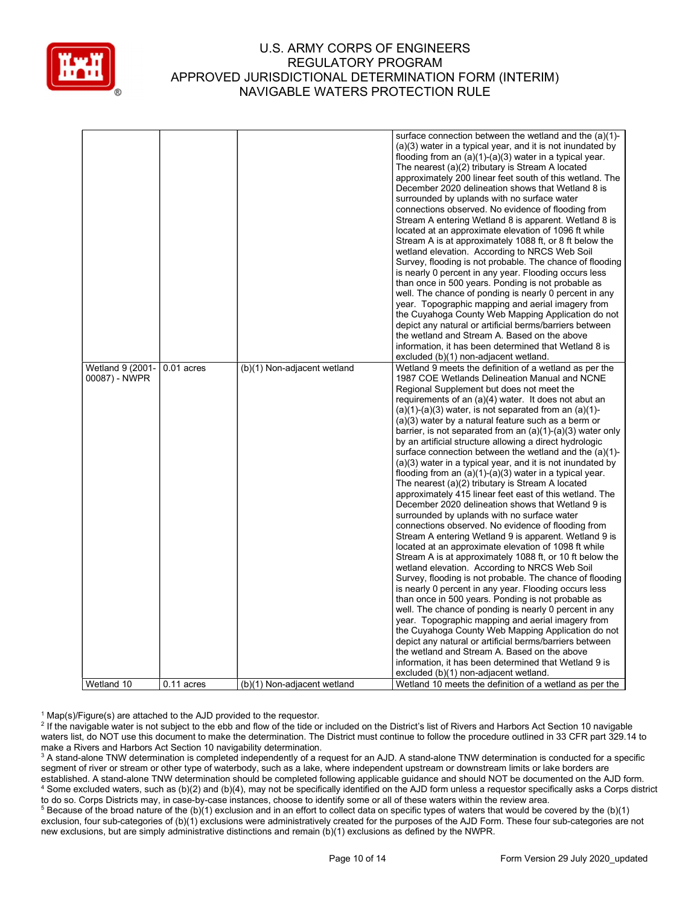| | | | |
|---|---|---|---|
| | | | surface connection between the wetland and the (a)(1)-(a)(3) water in a typical year, and it is not inundated by flooding from an (a)(1)-(a)(3) water in a typical year. The nearest (a)(2) tributary is Stream A located approximately 200 linear feet south of this wetland. The December 2020 delineation shows that Wetland 8 is surrounded by uplands with no surface water connections observed. No evidence of flooding from Stream A entering Wetland 8 is apparent. Wetland 8 is located at an approximate elevation of 1096 ft while Stream A is at approximately 1088 ft, or 8 ft below the wetland elevation. According to NRCS Web Soil Survey, flooding is not probable. The chance of flooding is nearly 0 percent in any year. Flooding occurs less than once in 500 years. Ponding is not probable as well. The chance of ponding is nearly 0 percent in any year. Topographic mapping and aerial imagery from the Cuyahoga County Web Mapping Application do not depict any natural or artificial berms/barriers between the wetland and Stream A. Based on the above information, it has been determined that Wetland 8 is excluded (b)(1) non-adjacent wetland. |
| Wetland 9 (2001-00087) - NWPR | 0.01 acres | (b)(1) Non-adjacent wetland | Wetland 9 meets the definition of a wetland as per the 1987 COE Wetlands Delineation Manual and NCNE Regional Supplement but does not meet the requirements of an (a)(4) water. It does not abut an (a)(1)-(a)(3) water, is not separated from an (a)(1)-(a)(3) water by a natural feature such as a berm or barrier, is not separated from an (a)(1)-(a)(3) water only by an artificial structure allowing a direct hydrologic surface connection between the wetland and the (a)(1)-(a)(3) water in a typical year, and it is not inundated by flooding from an (a)(1)-(a)(3) water in a typical year. The nearest (a)(2) tributary is Stream A located approximately 415 linear feet east of this wetland. The December 2020 delineation shows that Wetland 9 is surrounded by uplands with no surface water connections observed. No evidence of flooding from Stream A entering Wetland 9 is apparent. Wetland 9 is located at an approximate elevation of 1098 ft while Stream A is at approximately 1088 ft, or 10 ft below the wetland elevation. According to NRCS Web Soil Survey, flooding is not probable. The chance of flooding is nearly 0 percent in any year. Flooding occurs less than once in 500 years. Ponding is not probable as well. The chance of ponding is nearly 0 percent in any year. Topographic mapping and aerial imagery from the Cuyahoga County Web Mapping Application do not depict any natural or artificial berms/barriers between the wetland and Stream A. Based on the above information, it has been determined that Wetland 9 is excluded (b)(1) non-adjacent wetland. |
| Wetland 10 | 0.11 acres | (b)(1) Non-adjacent wetland | Wetland 10 meets the definition of a wetland as per the |

[1] Map(s)/Figure(s) are attached to the AJD provided to the requestor.

[2] If the navigable water is not subject to the ebb and flow of the tide or included on the District's list of Rivers and Harbors Act Section 10 navigable waters list, do NOT use this document to make the determination. The District must continue to follow the procedure outlined in 33 CFR part 329.14 to make a Rivers and Harbors Act Section 10 navigability determination.

[3] A stand-alone TNW determination is completed independently of a request for an AJD. A stand-alone TNW determination is conducted for a specific segment of river or stream or other type of waterbody, such as a lake, where independent upstream or downstream limits or lake borders are established. A stand-alone TNW determination should be completed following applicable guidance and should NOT be documented on the AJD form.

[4] Some excluded waters, such as (b)(2) and (b)(4), may not be specifically identified on the AJD form unless a requestor specifically asks a Corps district to do so. Corps Districts may, in case-by-case instances, choose to identify some or all of these waters within the review area.

[5] Because of the broad nature of the (b)(1) exclusion and in an effort to collect data on specific types of waters that would be covered by the (b)(1) exclusion, four sub-categories of (b)(1) exclusions were administratively created for the purposes of the AJD Form. These four sub-categories are not new exclusions, but are simply administrative distinctions and remain (b)(1) exclusions as defined by the NWPR.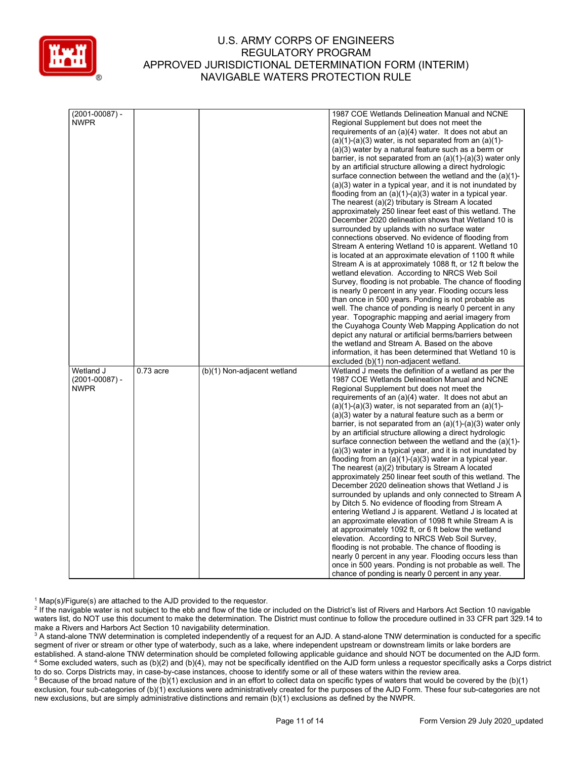| | | | |
|---|---|---|---|
| (2001-00087) - NWPR | | | 1987 COE Wetlands Delineation Manual and NCNE Regional Supplement but does not meet the requirements of an (a)(4) water. It does not abut an (a)(1)-(a)(3) water, is not separated from an (a)(1)-(a)(3) water by a natural feature such as a berm or barrier, is not separated from an (a)(1)-(a)(3) water only by an artificial structure allowing a direct hydrologic surface connection between the wetland and the (a)(1)-(a)(3) water in a typical year, and it is not inundated by flooding from an (a)(1)-(a)(3) water in a typical year. The nearest (a)(2) tributary is Stream A located approximately 250 linear feet east of this wetland. The December 2020 delineation shows that Wetland 10 is surrounded by uplands with no surface water connections observed. No evidence of flooding from Stream A entering Wetland 10 is apparent. Wetland 10 is located at an approximate elevation of 1100 ft while Stream A is at approximately 1088 ft, or 12 ft below the wetland elevation. According to NRCS Web Soil Survey, flooding is not probable. The chance of flooding is nearly 0 percent in any year. Flooding occurs less than once in 500 years. Ponding is not probable as well. The chance of ponding is nearly 0 percent in any year. Topographic mapping and aerial imagery from the Cuyahoga County Web Mapping Application do not depict any natural or artificial berms/barriers between the wetland and Stream A. Based on the above information, it has been determined that Wetland 10 is excluded (b)(1) non-adjacent wetland. |
| Wetland J (2001-00087) - NWPR | 0.73 acre | (b)(1) Non-adjacent wetland | Wetland J meets the definition of a wetland as per the 1987 COE Wetlands Delineation Manual and NCNE Regional Supplement but does not meet the requirements of an (a)(4) water. It does not abut an (a)(1)-(a)(3) water, is not separated from an (a)(1)-(a)(3) water by a natural feature such as a berm or barrier, is not separated from an (a)(1)-(a)(3) water only by an artificial structure allowing a direct hydrologic surface connection between the wetland and the (a)(1)-(a)(3) water in a typical year, and it is not inundated by flooding from an (a)(1)-(a)(3) water in a typical year. The nearest (a)(2) tributary is Stream A located approximately 250 linear feet south of this wetland. The December 2020 delineation shows that Wetland J is surrounded by uplands and only connected to Stream A by Ditch 5. No evidence of flooding from Stream A entering Wetland J is apparent. Wetland J is located at an approximate elevation of 1098 ft while Stream A is at approximately 1092 ft, or 6 ft below the wetland elevation. According to NRCS Web Soil Survey, flooding is not probable. The chance of flooding is nearly 0 percent in any year. Flooding occurs less than once in 500 years. Ponding is not probable as well. The chance of ponding is nearly 0 percent in any year. |

[1] Map(s)/Figure(s) are attached to the AJD provided to the requestor.

[2] If the navigable water is not subject to the ebb and flow of the tide or included on the District's list of Rivers and Harbors Act Section 10 navigable waters list, do NOT use this document to make the determination. The District must continue to follow the procedure outlined in 33 CFR part 329.14 to make a Rivers and Harbors Act Section 10 navigability determination.

[3] A stand-alone TNW determination is completed independently of a request for an AJD. A stand-alone TNW determination is conducted for a specific segment of river or stream or other type of waterbody, such as a lake, where independent upstream or downstream limits or lake borders are established. A stand-alone TNW determination should be completed following applicable guidance and should NOT be documented on the AJD form.

[4] Some excluded waters, such as (b)(2) and (b)(4), may not be specifically identified on the AJD form unless a requestor specifically asks a Corps district to do so. Corps Districts may, in case-by-case instances, choose to identify some or all of these waters within the review area.

[5] Because of the broad nature of the (b)(1) exclusion and in an effort to collect data on specific types of waters that would be covered by the (b)(1) exclusion, four sub-categories of (b)(1) exclusions were administratively created for the purposes of the AJD Form. These four sub-categories are not new exclusions, but are simply administrative distinctions and remain (b)(1) exclusions as defined by the NWPR.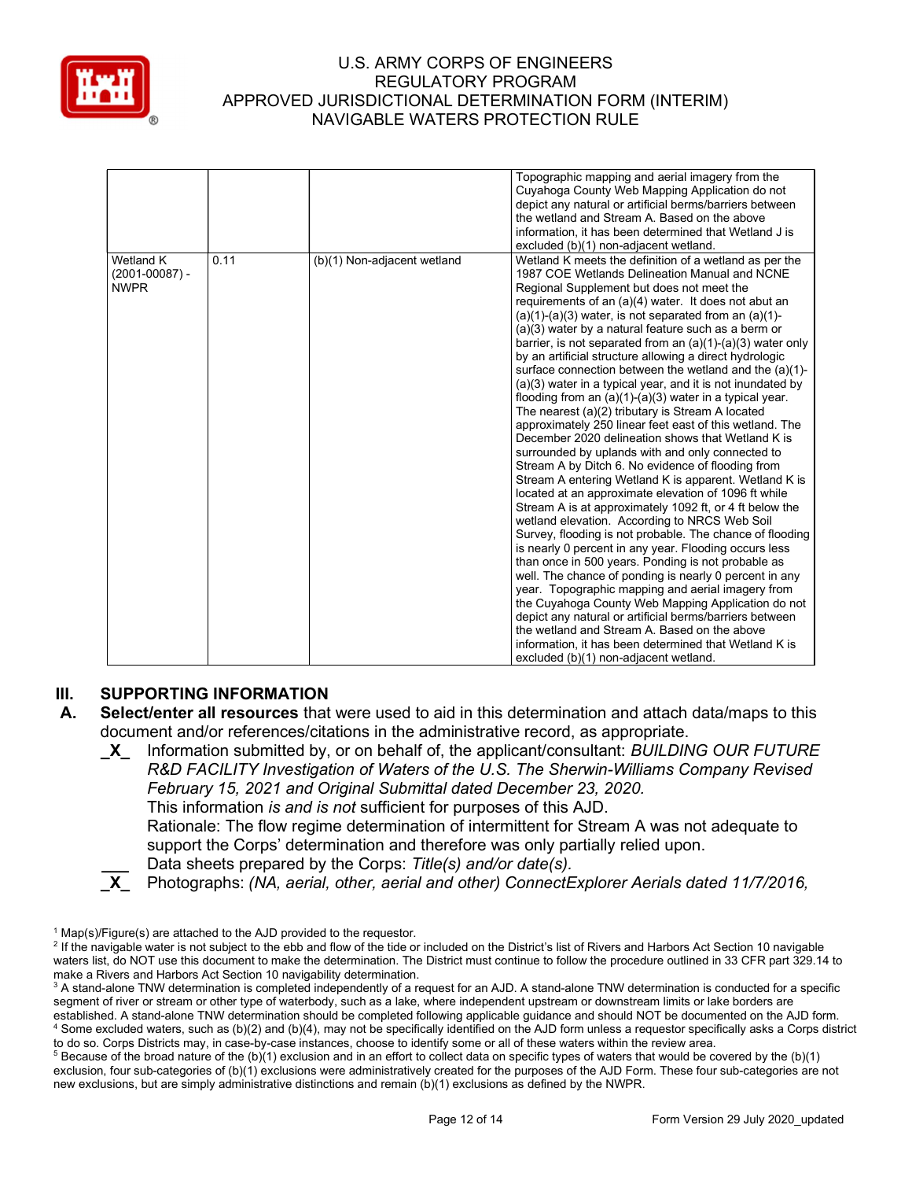| | | | |
|---|---|---|---|
| | | | Topographic mapping and aerial imagery from the Cuyahoga County Web Mapping Application do not depict any natural or artificial berms/barriers between the wetland and Stream A. Based on the above information, it has been determined that Wetland J is excluded (b)(1) non-adjacent wetland. |
| Wetland K (2001-00087) - NWPR | 0.11 | (b)(1) Non-adjacent wetland | Wetland K meets the definition of a wetland as per the 1987 COE Wetlands Delineation Manual and NCNE Regional Supplement but does not meet the requirements of an (a)(4) water. It does not abut an (a)(1)-(a)(3) water, is not separated from an (a)(1)-(a)(3) water by a natural feature such as a berm or barrier, is not separated from an (a)(1)-(a)(3) water only by an artificial structure allowing a direct hydrologic surface connection between the wetland and the (a)(1)-(a)(3) water in a typical year, and it is not inundated by flooding from an (a)(1)-(a)(3) water in a typical year. The nearest (a)(2) tributary is Stream A located approximately 250 linear feet east of this wetland. The December 2020 delineation shows that Wetland K is surrounded by uplands with and only connected to Stream A by Ditch 6. No evidence of flooding from Stream A entering Wetland K is apparent. Wetland K is located at an approximate elevation of 1096 ft while Stream A is at approximately 1092 ft, or 4 ft below the wetland elevation. According to NRCS Web Soil Survey, flooding is not probable. The chance of flooding is nearly 0 percent in any year. Flooding occurs less than once in 500 years. Ponding is not probable as well. The chance of ponding is nearly 0 percent in any year. Topographic mapping and aerial imagery from the Cuyahoga County Web Mapping Application do not depict any natural or artificial berms/barriers between the wetland and Stream A. Based on the above information, it has been determined that Wetland K is excluded (b)(1) non-adjacent wetland. |

## III. SUPPORTING INFORMATION

**A. Select/enter all resources** that were used to aid in this determination and attach data/maps to this document and/or references/citations in the administrative record, as appropriate.

_X_ Information submitted by, or on behalf of, the applicant/consultant: *BUILDING OUR FUTURE R&D FACILITY Investigation of Waters of the U.S. The Sherwin-Williams Company Revised February 15, 2021 and Original Submittal dated December 23, 2020.*
This information *is and is not* sufficient for purposes of this AJD.
Rationale: The flow regime determination of intermittent for Stream A was not adequate to support the Corps' determination and therefore was only partially relied upon.

___ Data sheets prepared by the Corps: *Title(s) and/or date(s).*

_X_ Photographs: *(NA, aerial, other, aerial and other) ConnectExplorer Aerials dated 11/7/2016,*

[1] Map(s)/Figure(s) are attached to the AJD provided to the requestor.
[2] If the navigable water is not subject to the ebb and flow of the tide or included on the District's list of Rivers and Harbors Act Section 10 navigable waters list, do NOT use this document to make the determination. The District must continue to follow the procedure outlined in 33 CFR part 329.14 to make a Rivers and Harbors Act Section 10 navigability determination.
[3] A stand-alone TNW determination is completed independently of a request for an AJD. A stand-alone TNW determination is conducted for a specific segment of river or stream or other type of waterbody, such as a lake, where independent upstream or downstream limits or lake borders are established. A stand-alone TNW determination should be completed following applicable guidance and should NOT be documented on the AJD form.
[4] Some excluded waters, such as (b)(2) and (b)(4), may not be specifically identified on the AJD form unless a requestor specifically asks a Corps district to do so. Corps Districts may, in case-by-case instances, choose to identify some or all of these waters within the review area.
[5] Because of the broad nature of the (b)(1) exclusion and in an effort to collect data on specific types of waters that would be covered by the (b)(1) exclusion, four sub-categories of (b)(1) exclusions were administratively created for the purposes of the AJD Form. These four sub-categories are not new exclusions, but are simply administrative distinctions and remain (b)(1) exclusions as defined by the NWPR.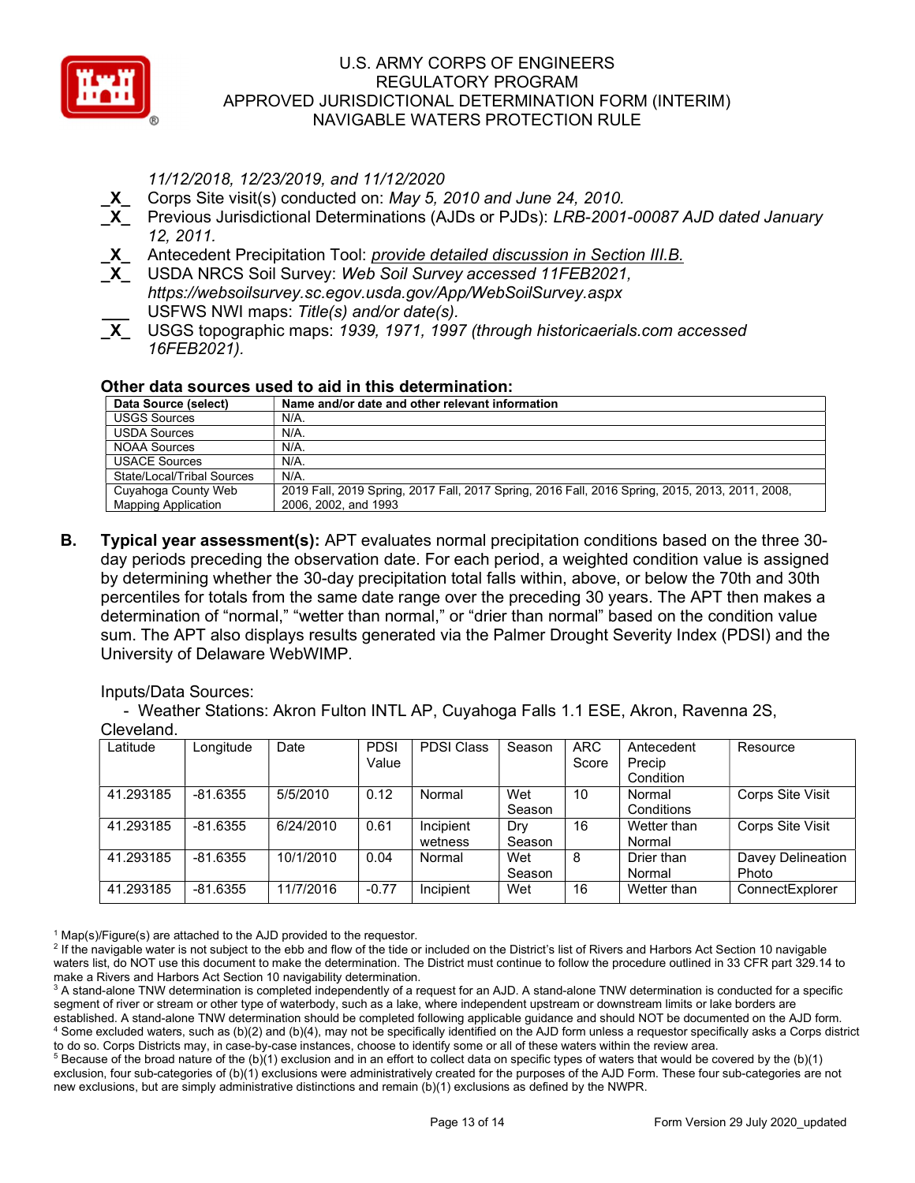*11/12/2018, 12/23/2019, and 11/12/2020*

\_X\_ Corps Site visit(s) conducted on: *May 5, 2010 and June 24, 2010.*

\_X\_ Previous Jurisdictional Determinations (AJDs or PJDs): *LRB-2001-00087 AJD dated January 12, 2011.*

\_X\_ Antecedent Precipitation Tool: *provide detailed discussion in Section III.B.*

\_X\_ USDA NRCS Soil Survey: *Web Soil Survey accessed 11FEB2021, https://websoilsurvey.sc.egov.usda.gov/App/WebSoilSurvey.aspx*

\_\_\_ USFWS NWI maps: *Title(s) and/or date(s).*

\_X\_ USGS topographic maps: *1939, 1971, 1997 (through historicaerials.com accessed 16FEB2021).*

**Other data sources used to aid in this determination:**

| Data Source (select) | Name and/or date and other relevant information |
|---|---|
| USGS Sources | N/A. |
| USDA Sources | N/A. |
| NOAA Sources | N/A. |
| USACE Sources | N/A. |
| State/Local/Tribal Sources | N/A. |
| Cuyahoga County Web Mapping Application | 2019 Fall, 2019 Spring, 2017 Fall, 2017 Spring, 2016 Fall, 2016 Spring, 2015, 2013, 2011, 2008, 2006, 2002, and 1993 |

**B. Typical year assessment(s):** APT evaluates normal precipitation conditions based on the three 30-day periods preceding the observation date. For each period, a weighted condition value is assigned by determining whether the 30-day precipitation total falls within, above, or below the 70th and 30th percentiles for totals from the same date range over the preceding 30 years. The APT then makes a determination of "normal," "wetter than normal," or "drier than normal" based on the condition value sum. The APT also displays results generated via the Palmer Drought Severity Index (PDSI) and the University of Delaware WebWIMP.

Inputs/Data Sources:

- Weather Stations: Akron Fulton INTL AP, Cuyahoga Falls 1.1 ESE, Akron, Ravenna 2S, Cleveland.

| Latitude | Longitude | Date | PDSI Value | PDSI Class | Season | ARC Score | Antecedent Precip Condition | Resource |
|---|---|---|---|---|---|---|---|---|
| 41.293185 | -81.6355 | 5/5/2010 | 0.12 | Normal | Wet Season | 10 | Normal Conditions | Corps Site Visit |
| 41.293185 | -81.6355 | 6/24/2010 | 0.61 | Incipient wetness | Dry Season | 16 | Wetter than Normal | Corps Site Visit |
| 41.293185 | -81.6355 | 10/1/2010 | 0.04 | Normal | Wet Season | 8 | Drier than Normal | Davey Delineation Photo |
| 41.293185 | -81.6355 | 11/7/2016 | -0.77 | Incipient | Wet | 16 | Wetter than | ConnectExplorer |

[1] Map(s)/Figure(s) are attached to the AJD provided to the requestor.

[2] If the navigable water is not subject to the ebb and flow of the tide or included on the District's list of Rivers and Harbors Act Section 10 navigable waters list, do NOT use this document to make the determination. The District must continue to follow the procedure outlined in 33 CFR part 329.14 to make a Rivers and Harbors Act Section 10 navigability determination.

[3] A stand-alone TNW determination is completed independently of a request for an AJD. A stand-alone TNW determination is conducted for a specific segment of river or stream or other type of waterbody, such as a lake, where independent upstream or downstream limits or lake borders are established. A stand-alone TNW determination should be completed following applicable guidance and should NOT be documented on the AJD form.

[4] Some excluded waters, such as (b)(2) and (b)(4), may not be specifically identified on the AJD form unless a requestor specifically asks a Corps district to do so. Corps Districts may, in case-by-case instances, choose to identify some or all of these waters within the review area.

[5] Because of the broad nature of the (b)(1) exclusion and in an effort to collect data on specific types of waters that would be covered by the (b)(1) exclusion, four sub-categories of (b)(1) exclusions were administratively created for the purposes of the AJD Form. These four sub-categories are not new exclusions, but are simply administrative distinctions and remain (b)(1) exclusions as defined by the NWPR.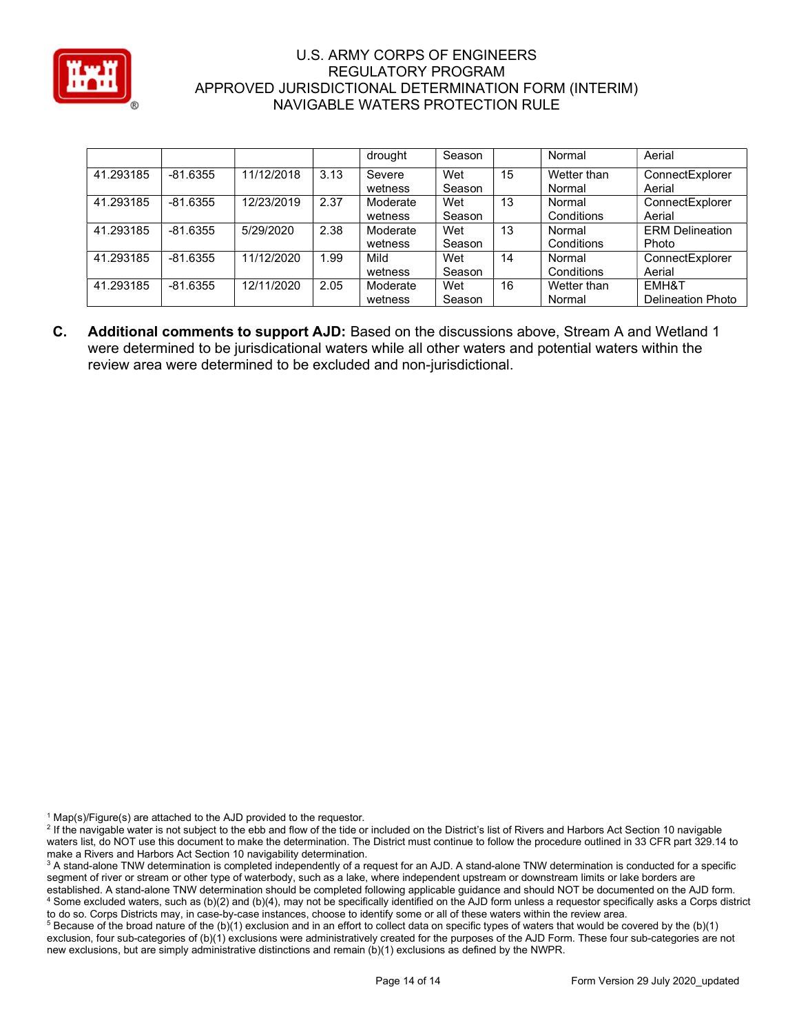| | | | | | | | | |
|---|---|---|---|---|---|---|---|---|
| | | | | drought | Season | | Normal | Aerial |
| 41.293185 | -81.6355 | 11/12/2018 | 3.13 | Severe wetness | Wet Season | 15 | Wetter than Normal | ConnectExplorer Aerial |
| 41.293185 | -81.6355 | 12/23/2019 | 2.37 | Moderate wetness | Wet Season | 13 | Normal Conditions | ConnectExplorer Aerial |
| 41.293185 | -81.6355 | 5/29/2020 | 2.38 | Moderate wetness | Wet Season | 13 | Normal Conditions | ERM Delineation Photo |
| 41.293185 | -81.6355 | 11/12/2020 | 1.99 | Mild wetness | Wet Season | 14 | Normal Conditions | ConnectExplorer Aerial |
| 41.293185 | -81.6355 | 12/11/2020 | 2.05 | Moderate wetness | Wet Season | 16 | Wetter than Normal | EMH&T Delineation Photo |

**C. Additional comments to support AJD:** Based on the discussions above, Stream A and Wetland 1 were determined to be jurisdicational waters while all other waters and potential waters within the review area were determined to be excluded and non-jurisdictional.

[1] Map(s)/Figure(s) are attached to the AJD provided to the requestor.
[2] If the navigable water is not subject to the ebb and flow of the tide or included on the District's list of Rivers and Harbors Act Section 10 navigable waters list, do NOT use this document to make the determination. The District must continue to follow the procedure outlined in 33 CFR part 329.14 to make a Rivers and Harbors Act Section 10 navigability determination.
[3] A stand-alone TNW determination is completed independently of a request for an AJD. A stand-alone TNW determination is conducted for a specific segment of river or stream or other type of waterbody, such as a lake, where independent upstream or downstream limits or lake borders are established. A stand-alone TNW determination should be completed following applicable guidance and should NOT be documented on the AJD form.
[4] Some excluded waters, such as (b)(2) and (b)(4), may not be specifically identified on the AJD form unless a requestor specifically asks a Corps district to do so. Corps Districts may, in case-by-case instances, choose to identify some or all of these waters within the review area.
[5] Because of the broad nature of the (b)(1) exclusion and in an effort to collect data on specific types of waters that would be covered by the (b)(1) exclusion, four sub-categories of (b)(1) exclusions were administratively created for the purposes of the AJD Form. These four sub-categories are not new exclusions, but are simply administrative distinctions and remain (b)(1) exclusions as defined by the NWPR.